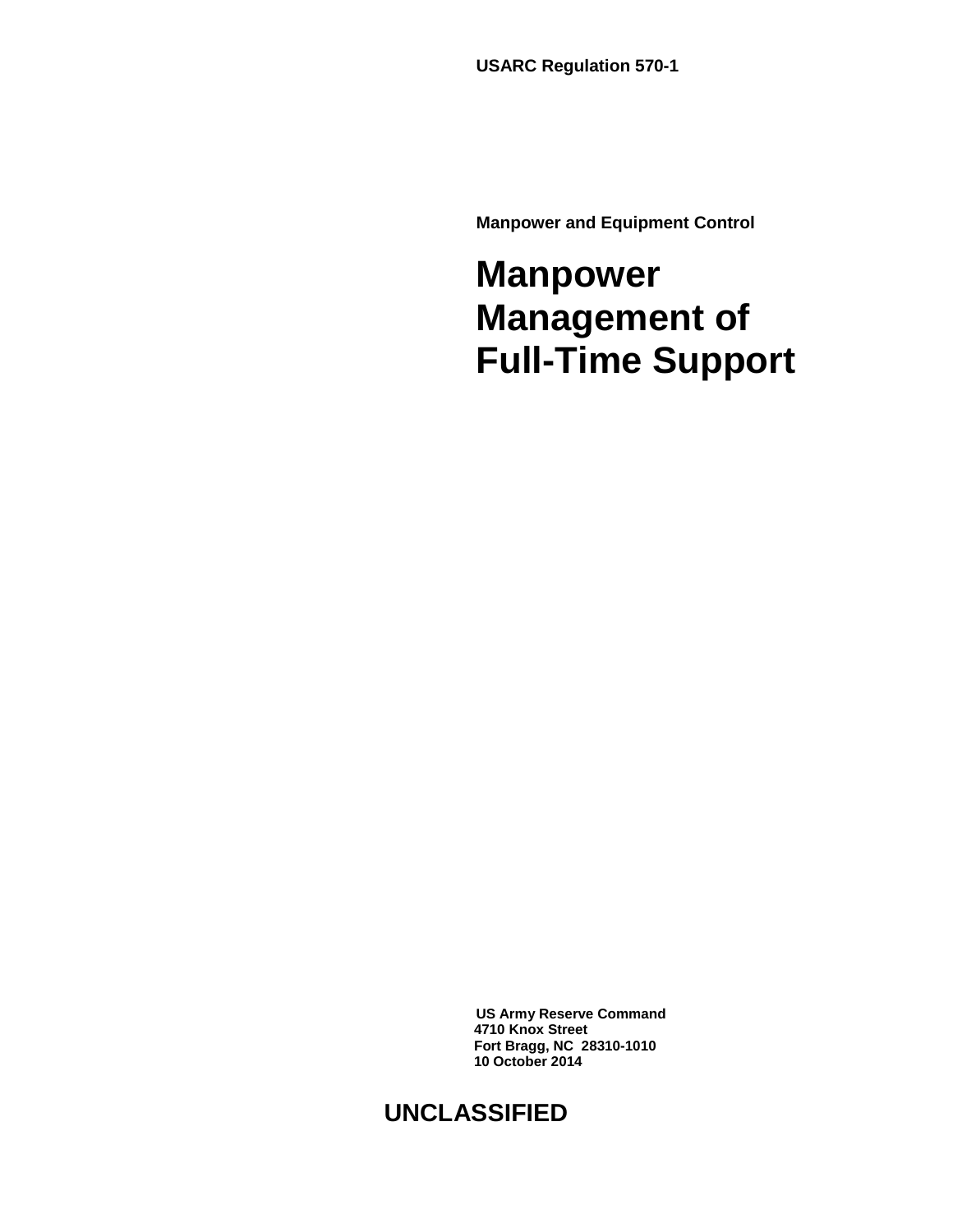**USARC Regulation 570-1**

**Manpower and Equipment Control**

# Manpower Management of Full-Time Support

**US Army Reserve Command**
**4710 Knox Street**
**Fort Bragg, NC 28310-1010**
**10 October 2014**

**UNCLASSIFIED**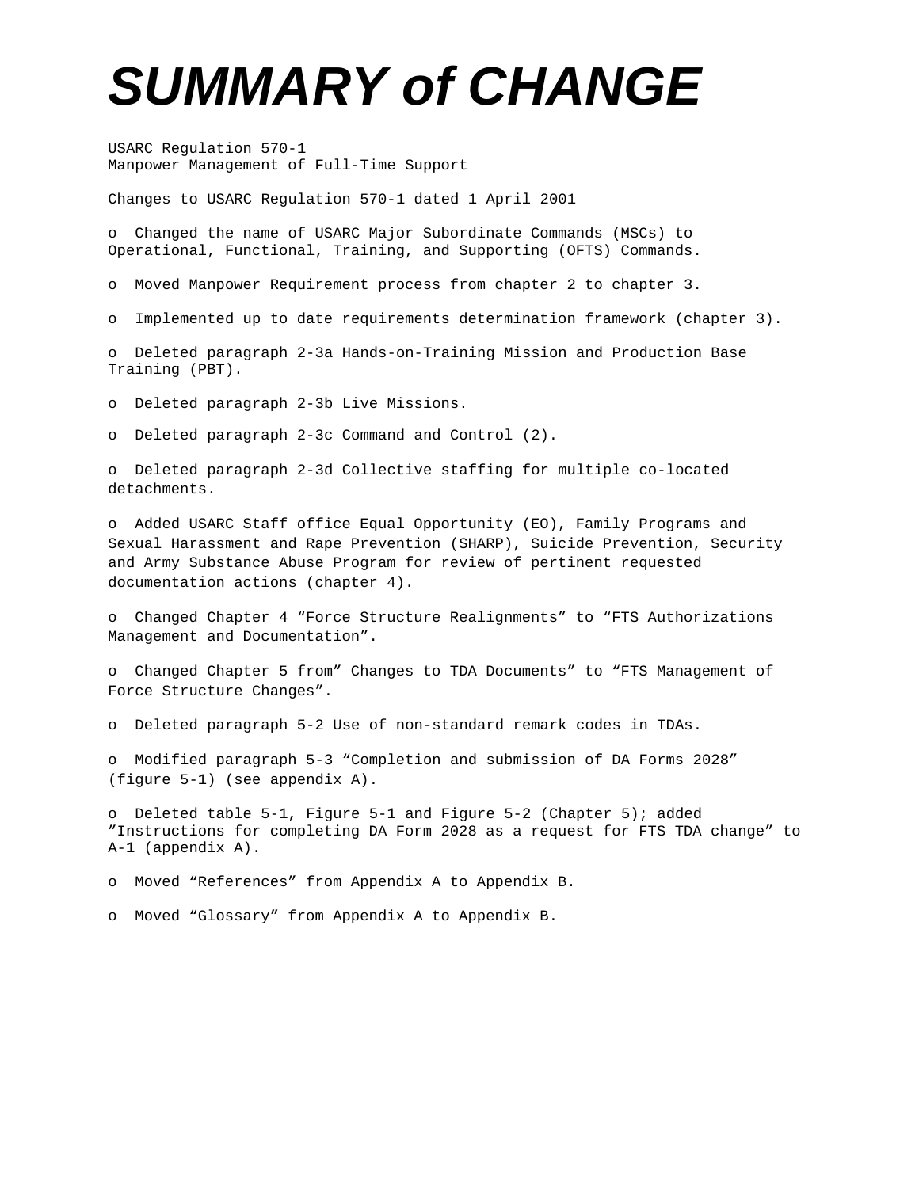# *SUMMARY of CHANGE*

USARC Regulation 570-1
Manpower Management of Full-Time Support

Changes to USARC Regulation 570-1 dated 1 April 2001

- Changed the name of USARC Major Subordinate Commands (MSCs) to Operational, Functional, Training, and Supporting (OFTS) Commands.

- Moved Manpower Requirement process from chapter 2 to chapter 3.

- Implemented up to date requirements determination framework (chapter 3).

- Deleted paragraph 2-3a Hands-on-Training Mission and Production Base Training (PBT).

- Deleted paragraph 2-3b Live Missions.

- Deleted paragraph 2-3c Command and Control (2).

- Deleted paragraph 2-3d Collective staffing for multiple co-located detachments.

- Added USARC Staff office Equal Opportunity (EO), Family Programs and Sexual Harassment and Rape Prevention (SHARP), Suicide Prevention, Security and Army Substance Abuse Program for review of pertinent requested documentation actions (chapter 4).

- Changed Chapter 4 “Force Structure Realignments” to “FTS Authorizations Management and Documentation”.

- Changed Chapter 5 from” Changes to TDA Documents” to “FTS Management of Force Structure Changes”.

- Deleted paragraph 5-2 Use of non-standard remark codes in TDAs.

- Modified paragraph 5-3 “Completion and submission of DA Forms 2028” (figure 5-1) (see appendix A).

- Deleted table 5-1, Figure 5-1 and Figure 5-2 (Chapter 5); added ”Instructions for completing DA Form 2028 as a request for FTS TDA change” to A-1 (appendix A).

- Moved “References” from Appendix A to Appendix B.

- Moved “Glossary” from Appendix A to Appendix B.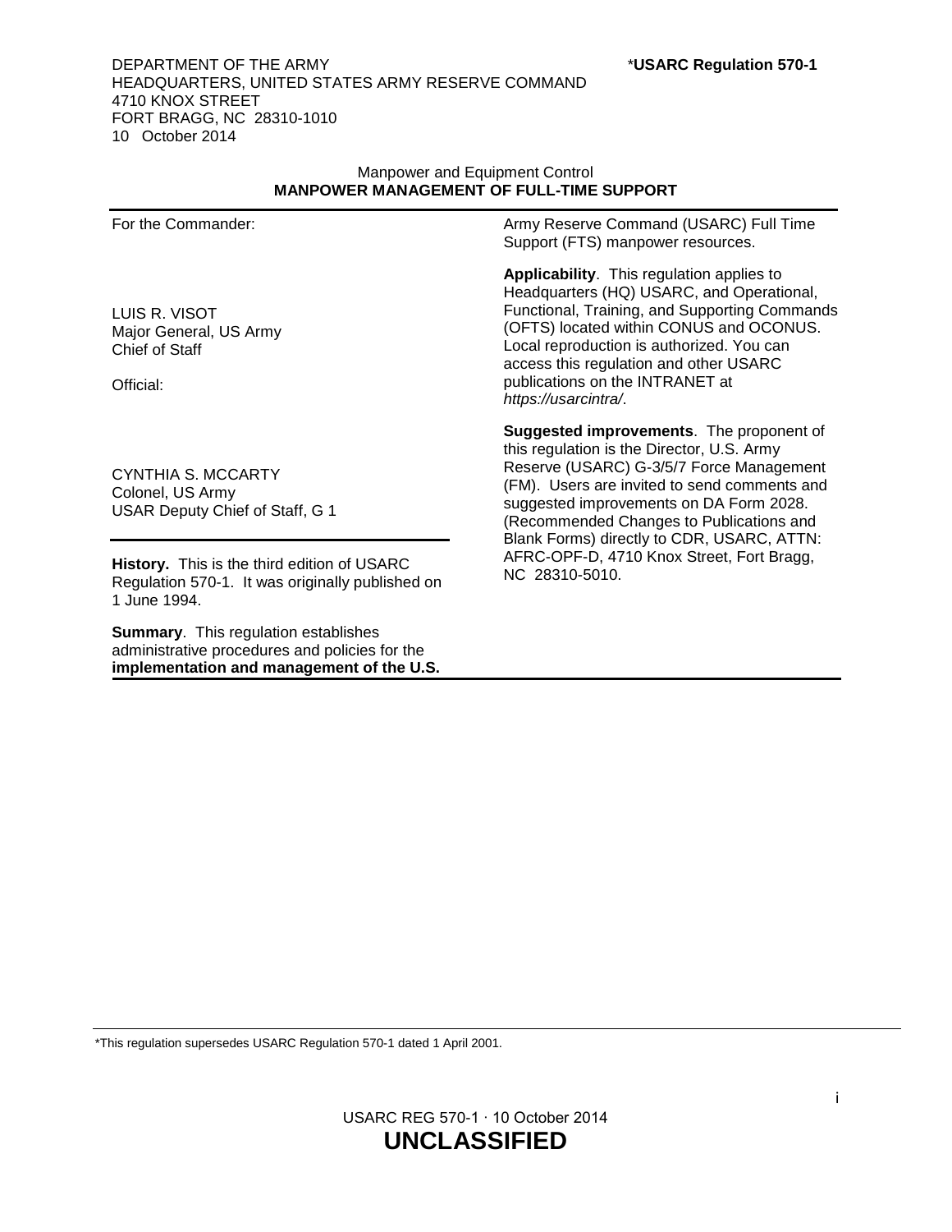DEPARTMENT OF THE ARMY
HEADQUARTERS, UNITED STATES ARMY RESERVE COMMAND
4710 KNOX STREET
FORT BRAGG, NC 28310-1010
10 October 2014

***USARC Regulation 570-1**

Manpower and Equipment Control
**MANPOWER MANAGEMENT OF FULL-TIME SUPPORT**

For the Commander:

LUIS R. VISOT
Major General, US Army
Chief of Staff

Official:

CYNTHIA S. MCCARTY
Colonel, US Army
USAR Deputy Chief of Staff, G 1

**History.** This is the third edition of USARC Regulation 570-1. It was originally published on 1 June 1994.

**Summary**. This regulation establishes administrative procedures and policies for the **implementation and management of the U.S.** Army Reserve Command (USARC) Full Time Support (FTS) manpower resources.

**Applicability**. This regulation applies to Headquarters (HQ) USARC, and Operational, Functional, Training, and Supporting Commands (OFTS) located within CONUS and OCONUS. Local reproduction is authorized. You can access this regulation and other USARC publications on the INTRANET at *https://usarcintra/*.

**Suggested improvements**. The proponent of this regulation is the Director, U.S. Army Reserve (USARC) G-3/5/7 Force Management (FM). Users are invited to send comments and suggested improvements on DA Form 2028. (Recommended Changes to Publications and Blank Forms) directly to CDR, USARC, ATTN: AFRC-OPF-D, 4710 Knox Street, Fort Bragg, NC 28310-5010.

*This regulation supersedes USARC Regulation 570-1 dated 1 April 2001.

**UNCLASSIFIED**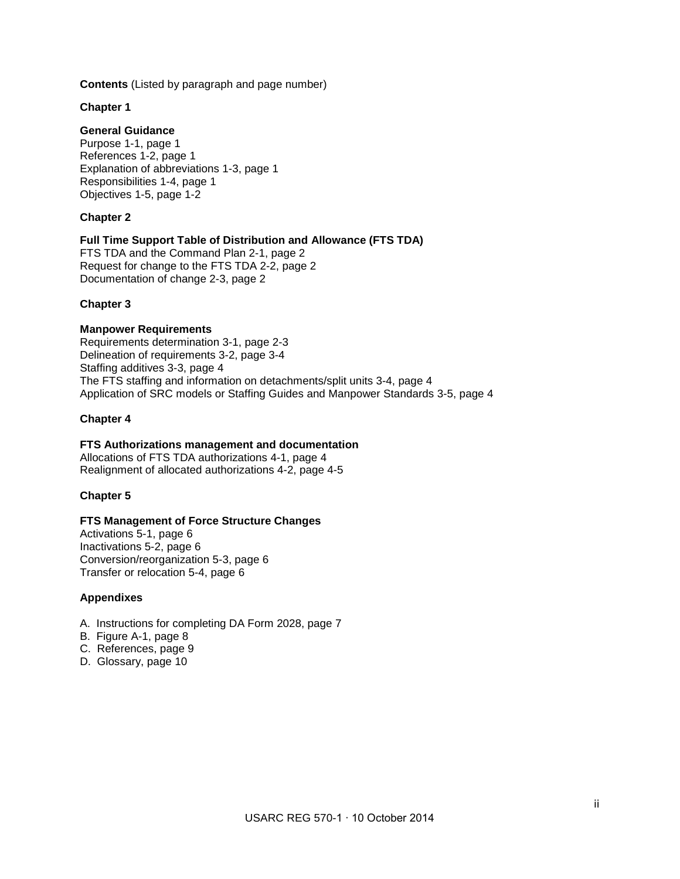**Contents** (Listed by paragraph and page number)

**Chapter 1**

**General Guidance**
Purpose 1-1, page 1
References 1-2, page 1
Explanation of abbreviations 1-3, page 1
Responsibilities 1-4, page 1
Objectives 1-5, page 1-2

**Chapter 2**

**Full Time Support Table of Distribution and Allowance (FTS TDA)**
FTS TDA and the Command Plan 2-1, page 2
Request for change to the FTS TDA 2-2, page 2
Documentation of change 2-3, page 2

**Chapter 3**

**Manpower Requirements**
Requirements determination 3-1, page 2-3
Delineation of requirements 3-2, page 3-4
Staffing additives 3-3, page 4
The FTS staffing and information on detachments/split units 3-4, page 4
Application of SRC models or Staffing Guides and Manpower Standards 3-5, page 4

**Chapter 4**

**FTS Authorizations management and documentation**
Allocations of FTS TDA authorizations 4-1, page 4
Realignment of allocated authorizations 4-2, page 4-5

**Chapter 5**

**FTS Management of Force Structure Changes**
Activations 5-1, page 6
Inactivations 5-2, page 6
Conversion/reorganization 5-3, page 6
Transfer or relocation 5-4, page 6

**Appendixes**

A. Instructions for completing DA Form 2028, page 7
B. Figure A-1, page 8
C. References, page 9
D. Glossary, page 10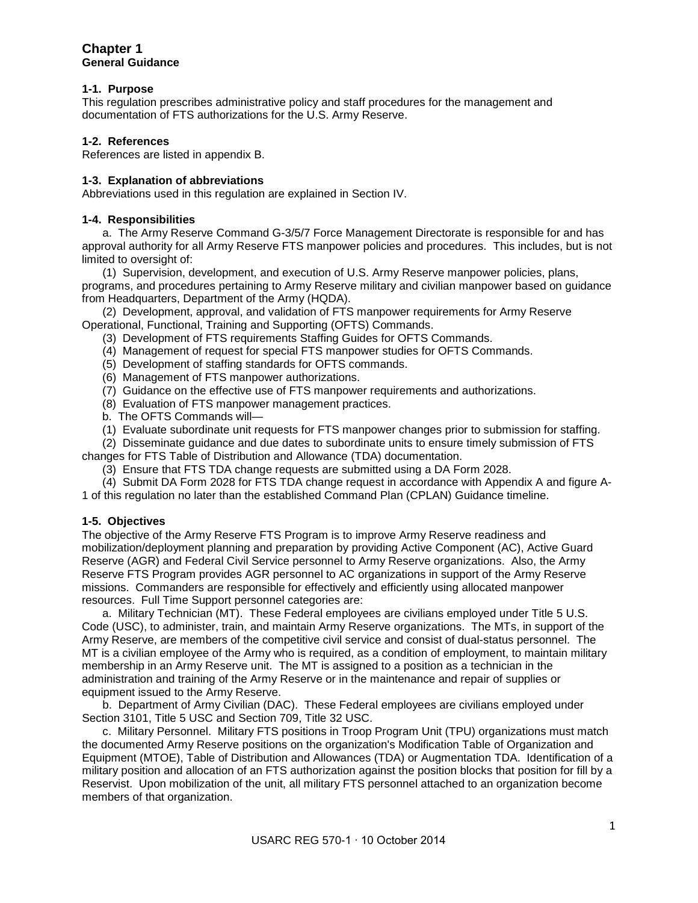# Chapter 1
## General Guidance

### 1-1. Purpose
This regulation prescribes administrative policy and staff procedures for the management and documentation of FTS authorizations for the U.S. Army Reserve.

### 1-2. References
References are listed in appendix B.

### 1-3. Explanation of abbreviations
Abbreviations used in this regulation are explained in Section IV.

### 1-4. Responsibilities
a. The Army Reserve Command G-3/5/7 Force Management Directorate is responsible for and has approval authority for all Army Reserve FTS manpower policies and procedures. This includes, but is not limited to oversight of:

(1) Supervision, development, and execution of U.S. Army Reserve manpower policies, plans, programs, and procedures pertaining to Army Reserve military and civilian manpower based on guidance from Headquarters, Department of the Army (HQDA).

(2) Development, approval, and validation of FTS manpower requirements for Army Reserve Operational, Functional, Training and Supporting (OFTS) Commands.

(3) Development of FTS requirements Staffing Guides for OFTS Commands.

(4) Management of request for special FTS manpower studies for OFTS Commands.

(5) Development of staffing standards for OFTS commands.

(6) Management of FTS manpower authorizations.

(7) Guidance on the effective use of FTS manpower requirements and authorizations.

(8) Evaluation of FTS manpower management practices.

b. The OFTS Commands will—

(1) Evaluate subordinate unit requests for FTS manpower changes prior to submission for staffing.

(2) Disseminate guidance and due dates to subordinate units to ensure timely submission of FTS changes for FTS Table of Distribution and Allowance (TDA) documentation.

(3) Ensure that FTS TDA change requests are submitted using a DA Form 2028.

(4) Submit DA Form 2028 for FTS TDA change request in accordance with Appendix A and figure A-1 of this regulation no later than the established Command Plan (CPLAN) Guidance timeline.

### 1-5. Objectives
The objective of the Army Reserve FTS Program is to improve Army Reserve readiness and mobilization/deployment planning and preparation by providing Active Component (AC), Active Guard Reserve (AGR) and Federal Civil Service personnel to Army Reserve organizations. Also, the Army Reserve FTS Program provides AGR personnel to AC organizations in support of the Army Reserve missions. Commanders are responsible for effectively and efficiently using allocated manpower resources. Full Time Support personnel categories are:

a. Military Technician (MT). These Federal employees are civilians employed under Title 5 U.S. Code (USC), to administer, train, and maintain Army Reserve organizations. The MTs, in support of the Army Reserve, are members of the competitive civil service and consist of dual-status personnel. The MT is a civilian employee of the Army who is required, as a condition of employment, to maintain military membership in an Army Reserve unit. The MT is assigned to a position as a technician in the administration and training of the Army Reserve or in the maintenance and repair of supplies or equipment issued to the Army Reserve.

b. Department of Army Civilian (DAC). These Federal employees are civilians employed under Section 3101, Title 5 USC and Section 709, Title 32 USC.

c. Military Personnel. Military FTS positions in Troop Program Unit (TPU) organizations must match the documented Army Reserve positions on the organization's Modification Table of Organization and Equipment (MTOE), Table of Distribution and Allowances (TDA) or Augmentation TDA. Identification of a military position and allocation of an FTS authorization against the position blocks that position for fill by a Reservist. Upon mobilization of the unit, all military FTS personnel attached to an organization become members of that organization.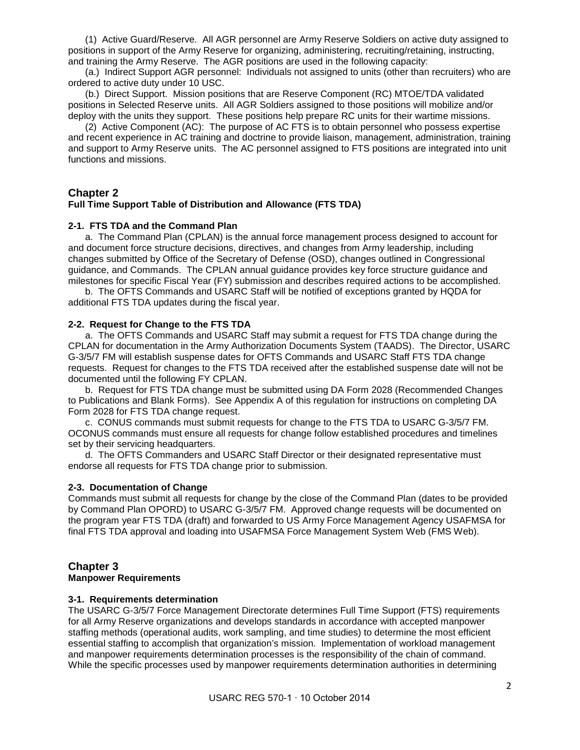(1) Active Guard/Reserve. All AGR personnel are Army Reserve Soldiers on active duty assigned to positions in support of the Army Reserve for organizing, administering, recruiting/retaining, instructing, and training the Army Reserve. The AGR positions are used in the following capacity:

(a.) Indirect Support AGR personnel: Individuals not assigned to units (other than recruiters) who are ordered to active duty under 10 USC.

(b.) Direct Support. Mission positions that are Reserve Component (RC) MTOE/TDA validated positions in Selected Reserve units. All AGR Soldiers assigned to those positions will mobilize and/or deploy with the units they support. These positions help prepare RC units for their wartime missions.

(2) Active Component (AC): The purpose of AC FTS is to obtain personnel who possess expertise and recent experience in AC training and doctrine to provide liaison, management, administration, training and support to Army Reserve units. The AC personnel assigned to FTS positions are integrated into unit functions and missions.

## Chapter 2
**Full Time Support Table of Distribution and Allowance (FTS TDA)**

### 2-1. FTS TDA and the Command Plan

a. The Command Plan (CPLAN) is the annual force management process designed to account for and document force structure decisions, directives, and changes from Army leadership, including changes submitted by Office of the Secretary of Defense (OSD), changes outlined in Congressional guidance, and Commands. The CPLAN annual guidance provides key force structure guidance and milestones for specific Fiscal Year (FY) submission and describes required actions to be accomplished.

b. The OFTS Commands and USARC Staff will be notified of exceptions granted by HQDA for additional FTS TDA updates during the fiscal year.

### 2-2. Request for Change to the FTS TDA

a. The OFTS Commands and USARC Staff may submit a request for FTS TDA change during the CPLAN for documentation in the Army Authorization Documents System (TAADS). The Director, USARC G-3/5/7 FM will establish suspense dates for OFTS Commands and USARC Staff FTS TDA change requests. Request for changes to the FTS TDA received after the established suspense date will not be documented until the following FY CPLAN.

b. Request for FTS TDA change must be submitted using DA Form 2028 (Recommended Changes to Publications and Blank Forms). See Appendix A of this regulation for instructions on completing DA Form 2028 for FTS TDA change request.

c. CONUS commands must submit requests for change to the FTS TDA to USARC G-3/5/7 FM. OCONUS commands must ensure all requests for change follow established procedures and timelines set by their servicing headquarters.

d. The OFTS Commanders and USARC Staff Director or their designated representative must endorse all requests for FTS TDA change prior to submission.

### 2-3. Documentation of Change

Commands must submit all requests for change by the close of the Command Plan (dates to be provided by Command Plan OPORD) to USARC G-3/5/7 FM. Approved change requests will be documented on the program year FTS TDA (draft) and forwarded to US Army Force Management Agency USAFMSA for final FTS TDA approval and loading into USAFMSA Force Management System Web (FMS Web).

## Chapter 3
**Manpower Requirements**

### 3-1. Requirements determination

The USARC G-3/5/7 Force Management Directorate determines Full Time Support (FTS) requirements for all Army Reserve organizations and develops standards in accordance with accepted manpower staffing methods (operational audits, work sampling, and time studies) to determine the most efficient essential staffing to accomplish that organization's mission. Implementation of workload management and manpower requirements determination processes is the responsibility of the chain of command. While the specific processes used by manpower requirements determination authorities in determining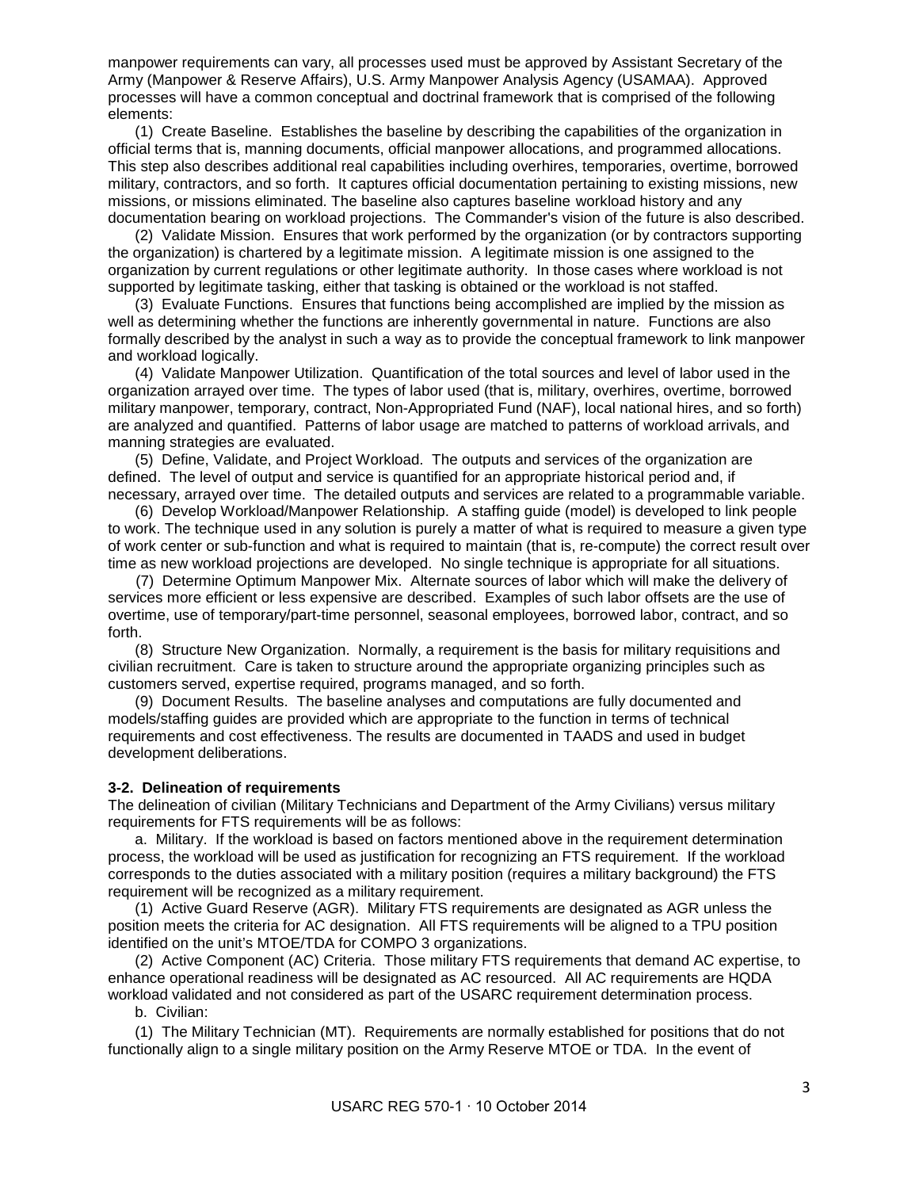manpower requirements can vary, all processes used must be approved by Assistant Secretary of the Army (Manpower & Reserve Affairs), U.S. Army Manpower Analysis Agency (USAMAA). Approved processes will have a common conceptual and doctrinal framework that is comprised of the following elements:

(1) Create Baseline. Establishes the baseline by describing the capabilities of the organization in official terms that is, manning documents, official manpower allocations, and programmed allocations. This step also describes additional real capabilities including overhires, temporaries, overtime, borrowed military, contractors, and so forth. It captures official documentation pertaining to existing missions, new missions, or missions eliminated. The baseline also captures baseline workload history and any documentation bearing on workload projections. The Commander's vision of the future is also described.

(2) Validate Mission. Ensures that work performed by the organization (or by contractors supporting the organization) is chartered by a legitimate mission. A legitimate mission is one assigned to the organization by current regulations or other legitimate authority. In those cases where workload is not supported by legitimate tasking, either that tasking is obtained or the workload is not staffed.

(3) Evaluate Functions. Ensures that functions being accomplished are implied by the mission as well as determining whether the functions are inherently governmental in nature. Functions are also formally described by the analyst in such a way as to provide the conceptual framework to link manpower and workload logically.

(4) Validate Manpower Utilization. Quantification of the total sources and level of labor used in the organization arrayed over time. The types of labor used (that is, military, overhires, overtime, borrowed military manpower, temporary, contract, Non-Appropriated Fund (NAF), local national hires, and so forth) are analyzed and quantified. Patterns of labor usage are matched to patterns of workload arrivals, and manning strategies are evaluated.

(5) Define, Validate, and Project Workload. The outputs and services of the organization are defined. The level of output and service is quantified for an appropriate historical period and, if necessary, arrayed over time. The detailed outputs and services are related to a programmable variable.

(6) Develop Workload/Manpower Relationship. A staffing guide (model) is developed to link people to work. The technique used in any solution is purely a matter of what is required to measure a given type of work center or sub-function and what is required to maintain (that is, re-compute) the correct result over time as new workload projections are developed. No single technique is appropriate for all situations.

(7) Determine Optimum Manpower Mix. Alternate sources of labor which will make the delivery of services more efficient or less expensive are described. Examples of such labor offsets are the use of overtime, use of temporary/part-time personnel, seasonal employees, borrowed labor, contract, and so forth.

(8) Structure New Organization. Normally, a requirement is the basis for military requisitions and civilian recruitment. Care is taken to structure around the appropriate organizing principles such as customers served, expertise required, programs managed, and so forth.

(9) Document Results. The baseline analyses and computations are fully documented and models/staffing guides are provided which are appropriate to the function in terms of technical requirements and cost effectiveness. The results are documented in TAADS and used in budget development deliberations.

**3-2. Delineation of requirements**

The delineation of civilian (Military Technicians and Department of the Army Civilians) versus military requirements for FTS requirements will be as follows:

a. Military. If the workload is based on factors mentioned above in the requirement determination process, the workload will be used as justification for recognizing an FTS requirement. If the workload corresponds to the duties associated with a military position (requires a military background) the FTS requirement will be recognized as a military requirement.

(1) Active Guard Reserve (AGR). Military FTS requirements are designated as AGR unless the position meets the criteria for AC designation. All FTS requirements will be aligned to a TPU position identified on the unit's MTOE/TDA for COMPO 3 organizations.

(2) Active Component (AC) Criteria. Those military FTS requirements that demand AC expertise, to enhance operational readiness will be designated as AC resourced. All AC requirements are HQDA workload validated and not considered as part of the USARC requirement determination process.

b. Civilian:

(1) The Military Technician (MT). Requirements are normally established for positions that do not functionally align to a single military position on the Army Reserve MTOE or TDA. In the event of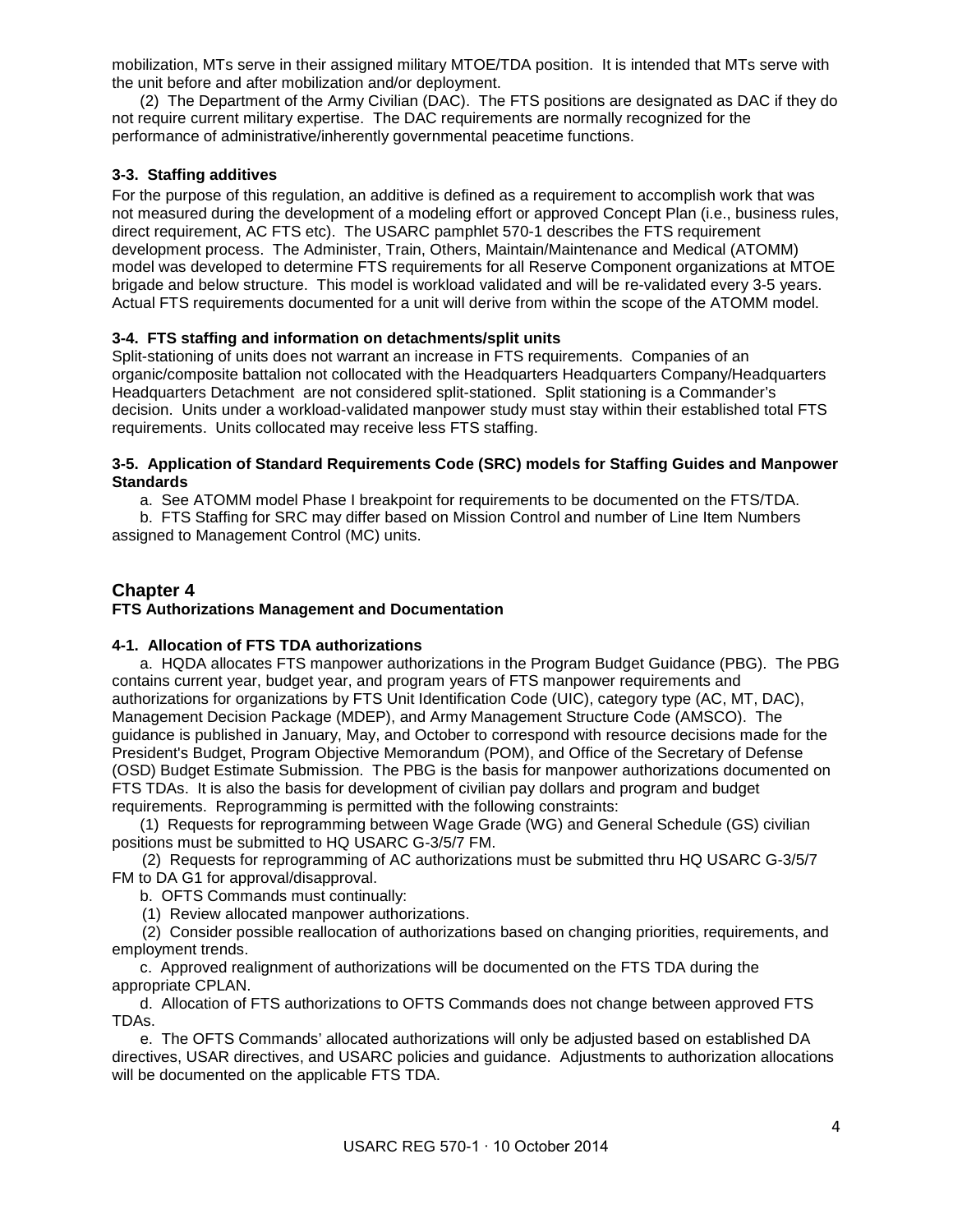mobilization, MTs serve in their assigned military MTOE/TDA position. It is intended that MTs serve with the unit before and after mobilization and/or deployment.

(2) The Department of the Army Civilian (DAC). The FTS positions are designated as DAC if they do not require current military expertise. The DAC requirements are normally recognized for the performance of administrative/inherently governmental peacetime functions.

**3-3. Staffing additives**

For the purpose of this regulation, an additive is defined as a requirement to accomplish work that was not measured during the development of a modeling effort or approved Concept Plan (i.e., business rules, direct requirement, AC FTS etc). The USARC pamphlet 570-1 describes the FTS requirement development process. The Administer, Train, Others, Maintain/Maintenance and Medical (ATOMM) model was developed to determine FTS requirements for all Reserve Component organizations at MTOE brigade and below structure. This model is workload validated and will be re-validated every 3-5 years. Actual FTS requirements documented for a unit will derive from within the scope of the ATOMM model.

**3-4. FTS staffing and information on detachments/split units**

Split-stationing of units does not warrant an increase in FTS requirements. Companies of an organic/composite battalion not collocated with the Headquarters Headquarters Company/Headquarters Headquarters Detachment are not considered split-stationed. Split stationing is a Commander's decision. Units under a workload-validated manpower study must stay within their established total FTS requirements. Units collocated may receive less FTS staffing.

**3-5. Application of Standard Requirements Code (SRC) models for Staffing Guides and Manpower Standards**

a. See ATOMM model Phase I breakpoint for requirements to be documented on the FTS/TDA.

b. FTS Staffing for SRC may differ based on Mission Control and number of Line Item Numbers assigned to Management Control (MC) units.

## Chapter 4
### FTS Authorizations Management and Documentation

**4-1. Allocation of FTS TDA authorizations**

a. HQDA allocates FTS manpower authorizations in the Program Budget Guidance (PBG). The PBG contains current year, budget year, and program years of FTS manpower requirements and authorizations for organizations by FTS Unit Identification Code (UIC), category type (AC, MT, DAC), Management Decision Package (MDEP), and Army Management Structure Code (AMSCO). The guidance is published in January, May, and October to correspond with resource decisions made for the President's Budget, Program Objective Memorandum (POM), and Office of the Secretary of Defense (OSD) Budget Estimate Submission. The PBG is the basis for manpower authorizations documented on FTS TDAs. It is also the basis for development of civilian pay dollars and program and budget requirements. Reprogramming is permitted with the following constraints:

(1) Requests for reprogramming between Wage Grade (WG) and General Schedule (GS) civilian positions must be submitted to HQ USARC G-3/5/7 FM.

(2) Requests for reprogramming of AC authorizations must be submitted thru HQ USARC G-3/5/7 FM to DA G1 for approval/disapproval.

b. OFTS Commands must continually:

(1) Review allocated manpower authorizations.

(2) Consider possible reallocation of authorizations based on changing priorities, requirements, and employment trends.

c. Approved realignment of authorizations will be documented on the FTS TDA during the appropriate CPLAN.

d. Allocation of FTS authorizations to OFTS Commands does not change between approved FTS TDAs.

e. The OFTS Commands' allocated authorizations will only be adjusted based on established DA directives, USAR directives, and USARC policies and guidance. Adjustments to authorization allocations will be documented on the applicable FTS TDA.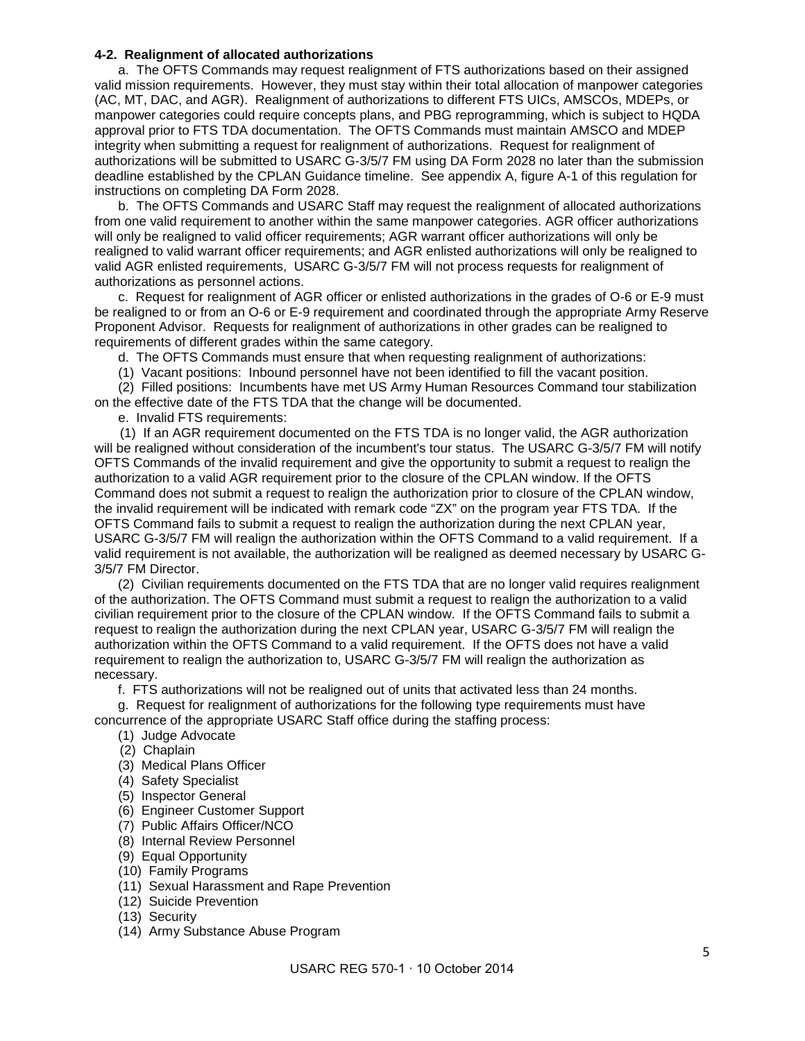**4-2. Realignment of allocated authorizations**

a. The OFTS Commands may request realignment of FTS authorizations based on their assigned valid mission requirements. However, they must stay within their total allocation of manpower categories (AC, MT, DAC, and AGR). Realignment of authorizations to different FTS UICs, AMSCOs, MDEPs, or manpower categories could require concepts plans, and PBG reprogramming, which is subject to HQDA approval prior to FTS TDA documentation. The OFTS Commands must maintain AMSCO and MDEP integrity when submitting a request for realignment of authorizations. Request for realignment of authorizations will be submitted to USARC G-3/5/7 FM using DA Form 2028 no later than the submission deadline established by the CPLAN Guidance timeline. See appendix A, figure A-1 of this regulation for instructions on completing DA Form 2028.

b. The OFTS Commands and USARC Staff may request the realignment of allocated authorizations from one valid requirement to another within the same manpower categories. AGR officer authorizations will only be realigned to valid officer requirements; AGR warrant officer authorizations will only be realigned to valid warrant officer requirements; and AGR enlisted authorizations will only be realigned to valid AGR enlisted requirements, USARC G-3/5/7 FM will not process requests for realignment of authorizations as personnel actions.

c. Request for realignment of AGR officer or enlisted authorizations in the grades of O-6 or E-9 must be realigned to or from an O-6 or E-9 requirement and coordinated through the appropriate Army Reserve Proponent Advisor. Requests for realignment of authorizations in other grades can be realigned to requirements of different grades within the same category.

d. The OFTS Commands must ensure that when requesting realignment of authorizations:

(1) Vacant positions: Inbound personnel have not been identified to fill the vacant position.

(2) Filled positions: Incumbents have met US Army Human Resources Command tour stabilization on the effective date of the FTS TDA that the change will be documented.

e. Invalid FTS requirements:

(1) If an AGR requirement documented on the FTS TDA is no longer valid, the AGR authorization will be realigned without consideration of the incumbent's tour status. The USARC G-3/5/7 FM will notify OFTS Commands of the invalid requirement and give the opportunity to submit a request to realign the authorization to a valid AGR requirement prior to the closure of the CPLAN window. If the OFTS Command does not submit a request to realign the authorization prior to closure of the CPLAN window, the invalid requirement will be indicated with remark code "ZX" on the program year FTS TDA. If the OFTS Command fails to submit a request to realign the authorization during the next CPLAN year, USARC G-3/5/7 FM will realign the authorization within the OFTS Command to a valid requirement. If a valid requirement is not available, the authorization will be realigned as deemed necessary by USARC G-3/5/7 FM Director.

(2) Civilian requirements documented on the FTS TDA that are no longer valid requires realignment of the authorization. The OFTS Command must submit a request to realign the authorization to a valid civilian requirement prior to the closure of the CPLAN window. If the OFTS Command fails to submit a request to realign the authorization during the next CPLAN year, USARC G-3/5/7 FM will realign the authorization within the OFTS Command to a valid requirement. If the OFTS does not have a valid requirement to realign the authorization to, USARC G-3/5/7 FM will realign the authorization as necessary.

f. FTS authorizations will not be realigned out of units that activated less than 24 months.

g. Request for realignment of authorizations for the following type requirements must have concurrence of the appropriate USARC Staff office during the staffing process:

(1) Judge Advocate
(2) Chaplain
(3) Medical Plans Officer
(4) Safety Specialist
(5) Inspector General
(6) Engineer Customer Support
(7) Public Affairs Officer/NCO
(8) Internal Review Personnel
(9) Equal Opportunity
(10) Family Programs
(11) Sexual Harassment and Rape Prevention
(12) Suicide Prevention
(13) Security
(14) Army Substance Abuse Program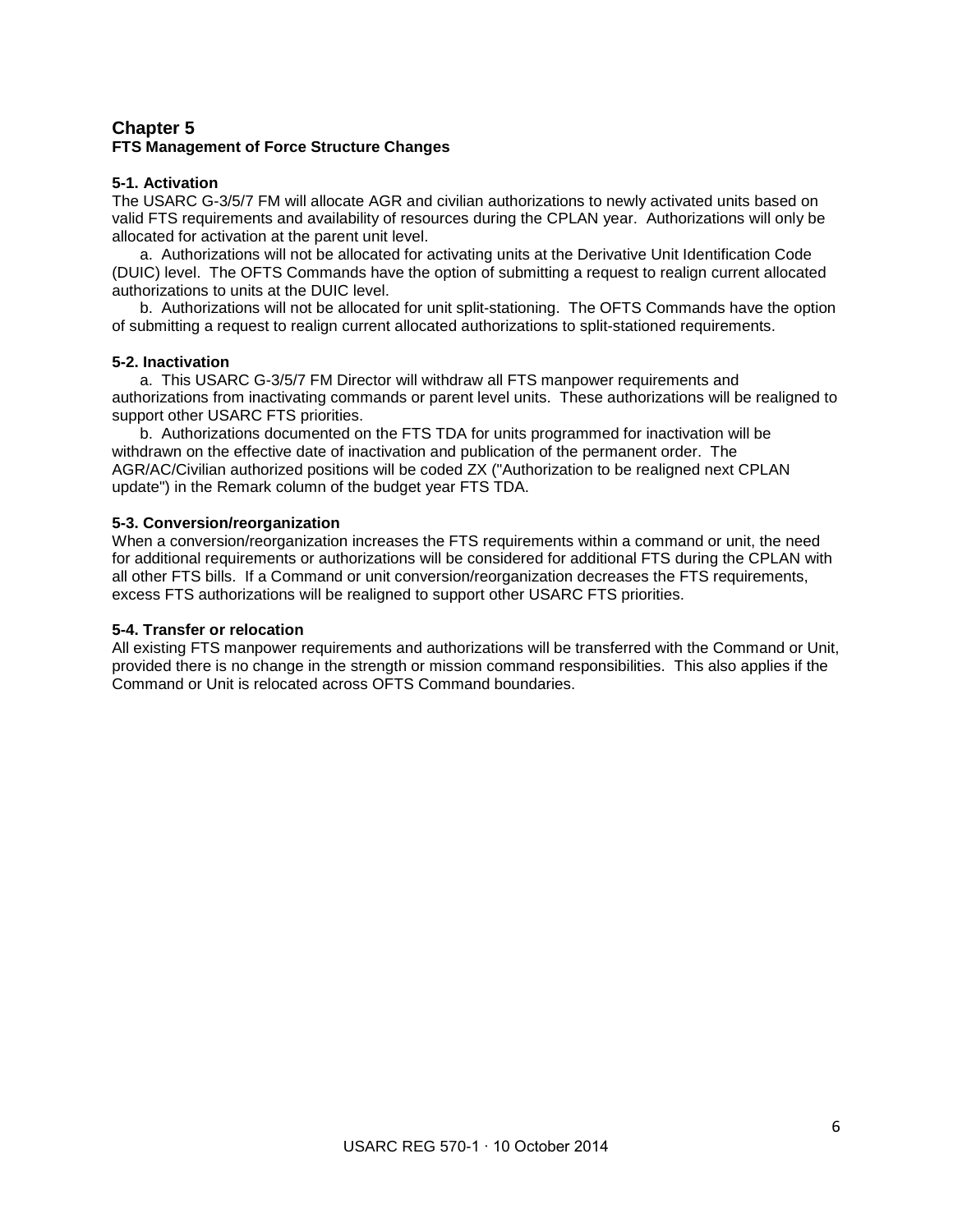# Chapter 5
**FTS Management of Force Structure Changes**

### 5-1. Activation

The USARC G-3/5/7 FM will allocate AGR and civilian authorizations to newly activated units based on valid FTS requirements and availability of resources during the CPLAN year. Authorizations will only be allocated for activation at the parent unit level.

a. Authorizations will not be allocated for activating units at the Derivative Unit Identification Code (DUIC) level. The OFTS Commands have the option of submitting a request to realign current allocated authorizations to units at the DUIC level.

b. Authorizations will not be allocated for unit split-stationing. The OFTS Commands have the option of submitting a request to realign current allocated authorizations to split-stationed requirements.

### 5-2. Inactivation

a. This USARC G-3/5/7 FM Director will withdraw all FTS manpower requirements and authorizations from inactivating commands or parent level units. These authorizations will be realigned to support other USARC FTS priorities.

b. Authorizations documented on the FTS TDA for units programmed for inactivation will be withdrawn on the effective date of inactivation and publication of the permanent order. The AGR/AC/Civilian authorized positions will be coded ZX ("Authorization to be realigned next CPLAN update") in the Remark column of the budget year FTS TDA.

### 5-3. Conversion/reorganization

When a conversion/reorganization increases the FTS requirements within a command or unit, the need for additional requirements or authorizations will be considered for additional FTS during the CPLAN with all other FTS bills. If a Command or unit conversion/reorganization decreases the FTS requirements, excess FTS authorizations will be realigned to support other USARC FTS priorities.

### 5-4. Transfer or relocation

All existing FTS manpower requirements and authorizations will be transferred with the Command or Unit, provided there is no change in the strength or mission command responsibilities. This also applies if the Command or Unit is relocated across OFTS Command boundaries.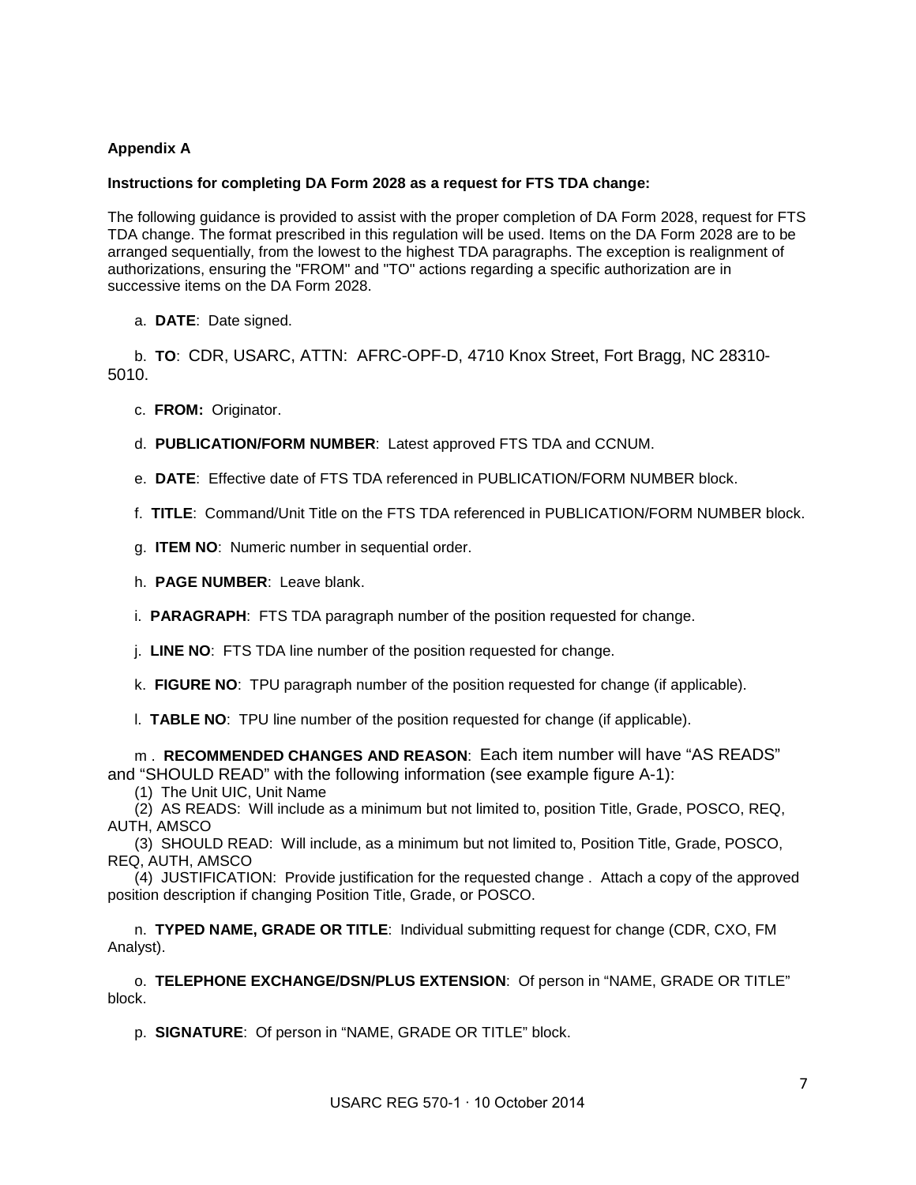**Appendix A**

**Instructions for completing DA Form 2028 as a request for FTS TDA change:**

The following guidance is provided to assist with the proper completion of DA Form 2028, request for FTS TDA change. The format prescribed in this regulation will be used. Items on the DA Form 2028 are to be arranged sequentially, from the lowest to the highest TDA paragraphs. The exception is realignment of authorizations, ensuring the "FROM" and "TO" actions regarding a specific authorization are in successive items on the DA Form 2028.

a. **DATE**: Date signed.

b. **TO**: CDR, USARC, ATTN: AFRC-OPF-D, 4710 Knox Street, Fort Bragg, NC 28310-5010.

c. **FROM:** Originator.

d. **PUBLICATION/FORM NUMBER**: Latest approved FTS TDA and CCNUM.

e. **DATE**: Effective date of FTS TDA referenced in PUBLICATION/FORM NUMBER block.

f. **TITLE**: Command/Unit Title on the FTS TDA referenced in PUBLICATION/FORM NUMBER block.

g. **ITEM NO**: Numeric number in sequential order.

h. **PAGE NUMBER**: Leave blank.

i. **PARAGRAPH**: FTS TDA paragraph number of the position requested for change.

j. **LINE NO**: FTS TDA line number of the position requested for change.

k. **FIGURE NO**: TPU paragraph number of the position requested for change (if applicable).

l. **TABLE NO**: TPU line number of the position requested for change (if applicable).

m . **RECOMMENDED CHANGES AND REASON**: Each item number will have “AS READS” and “SHOULD READ” with the following information (see example figure A-1):

(1) The Unit UIC, Unit Name

(2) AS READS: Will include as a minimum but not limited to, position Title, Grade, POSCO, REQ, AUTH, AMSCO

(3) SHOULD READ: Will include, as a minimum but not limited to, Position Title, Grade, POSCO, REQ, AUTH, AMSCO

(4) JUSTIFICATION: Provide justification for the requested change . Attach a copy of the approved position description if changing Position Title, Grade, or POSCO.

n. **TYPED NAME, GRADE OR TITLE**: Individual submitting request for change (CDR, CXO, FM Analyst).

o. **TELEPHONE EXCHANGE/DSN/PLUS EXTENSION**: Of person in “NAME, GRADE OR TITLE” block.

p. **SIGNATURE**: Of person in “NAME, GRADE OR TITLE” block.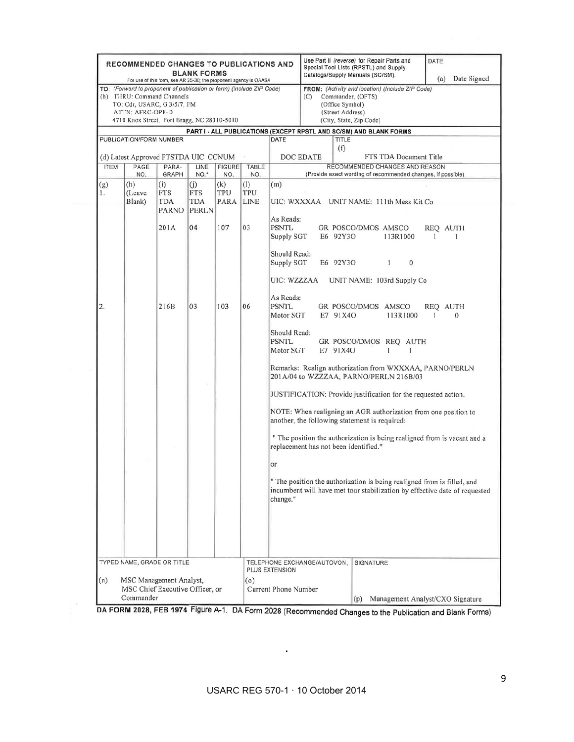**RECOMMENDED CHANGES TO PUBLICATIONS AND BLANK FORMS**
For use of this form, see AR 25-30; the proponent agency is OAASA

Use Part II *(reverse)* for Repair Parts and Special Tool Lists (RPSTL) and Supply Catalogs/Supply Manuals (SC/SM).

DATE
(a) Date Signed

TO: *(Forward to proponent of publication or form) (Include ZIP Code)*
(b) THRU: Command Channels
TO: Cdr, USARC, G 3/5/7, FM
ATTN: AFRC-OPF-D
4710 Knox Street, Fort Bragg, NC 28310-5010

FROM: *(Activity and location) (Include ZIP Code)*
(C) Commander, (OFTS)
(Office Symbol)
(Street Address)
(City, State, Zip Code)

**PART I - ALL PUBLICATIONS (EXCEPT RPSTL AND SC/SM) AND BLANK FORMS**

PUBLICATION/FORM NUMBER: (d) Latest Approved FTSTDA UIC CCNUM
DATE: DOC EDATE
TITLE: (f) FTS TDA Document Title

| ITEM | PAGE NO. | PARA-GRAPH | LINE NO.* | FIGURE NO. | TABLE NO. | RECOMMENDED CHANGES AND REASON (Provide exact wording of recommended changes, if possible). |
|---|---|---|---|---|---|---|
| (g) | (h) (Leave Blank) | (i) FTS TDA PARNO | (j) FTS TDA PERLN | (k) TPU PARA | (l) TPU LINE | (m) |
| 1. | | 201A | 04 | 107 | 03 | UIC: WXXXAA UNIT NAME: 111th Mess Kit Co<br><br>As Reads:<br>PSNTL GR POSCO/DMOS AMSCO REQ AUTH<br>Supply SGT E6 92Y3O 113R1000 1 1<br><br>Should Read:<br>Supply SGT E6 92Y3O 1 0<br><br>UIC: WZZZAA UNIT NAME: 103rd Supply Co |
| 2. | | 216B | 03 | 103 | 06 | As Reads:<br>PSNTL GR POSCO/DMOS AMSCO REQ AUTH<br>Motor SGT E7 91X4O 113R1000 1 0<br><br>Should Read:<br>PSNTL GR POSCO/DMOS REQ AUTH<br>Motor SGT E7 91X4O 1 1<br><br>Remarks: Realign authorization from WXXXAA, PARNO/PERLN 201A/04 to WZZZAA, PARNO/PERLN 216B/03<br><br>JUSTIFICATION: Provide justification for the requested action.<br><br>NOTE: When realigning an AGR authorization from one position to another, the following statement is required:<br><br>" The position the authorization is being realigned from is vacant and a replacement has not been identified."<br><br>or<br><br>" The position the authorization is being realigned from is filled, and incumbent will have met tour stabilization by effective date of requested change." |

TYPED NAME, GRADE OR TITLE: (n) MSC Management Analyst, MSC Chief Executive Officer, or Commander

TELEPHONE EXCHANGE/AUTOVON, PLUS EXTENSION: (o) Current Phone Number

SIGNATURE: (p) Management Analyst/CXO Signature

DA FORM 2028, FEB 1974 Figure A-1. DA Form 2028 (Recommended Changes to the Publication and Blank Forms)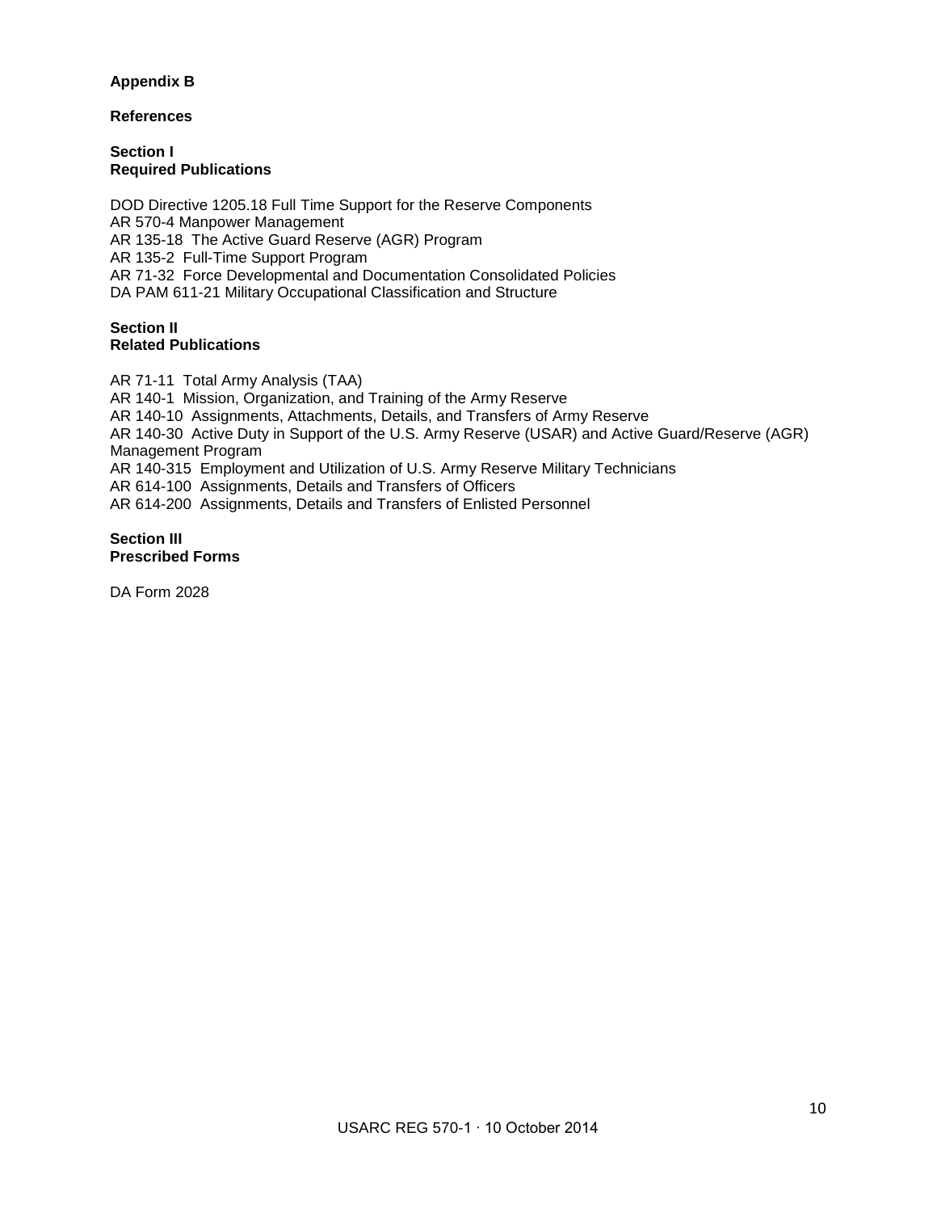**Appendix B**

**References**

**Section I**
**Required Publications**

DOD Directive 1205.18 Full Time Support for the Reserve Components
AR 570-4 Manpower Management
AR 135-18 The Active Guard Reserve (AGR) Program
AR 135-2 Full-Time Support Program
AR 71-32 Force Developmental and Documentation Consolidated Policies
DA PAM 611-21 Military Occupational Classification and Structure

**Section II**
**Related Publications**

AR 71-11 Total Army Analysis (TAA)
AR 140-1 Mission, Organization, and Training of the Army Reserve
AR 140-10 Assignments, Attachments, Details, and Transfers of Army Reserve
AR 140-30 Active Duty in Support of the U.S. Army Reserve (USAR) and Active Guard/Reserve (AGR) Management Program
AR 140-315 Employment and Utilization of U.S. Army Reserve Military Technicians
AR 614-100 Assignments, Details and Transfers of Officers
AR 614-200 Assignments, Details and Transfers of Enlisted Personnel

**Section III**
**Prescribed Forms**

DA Form 2028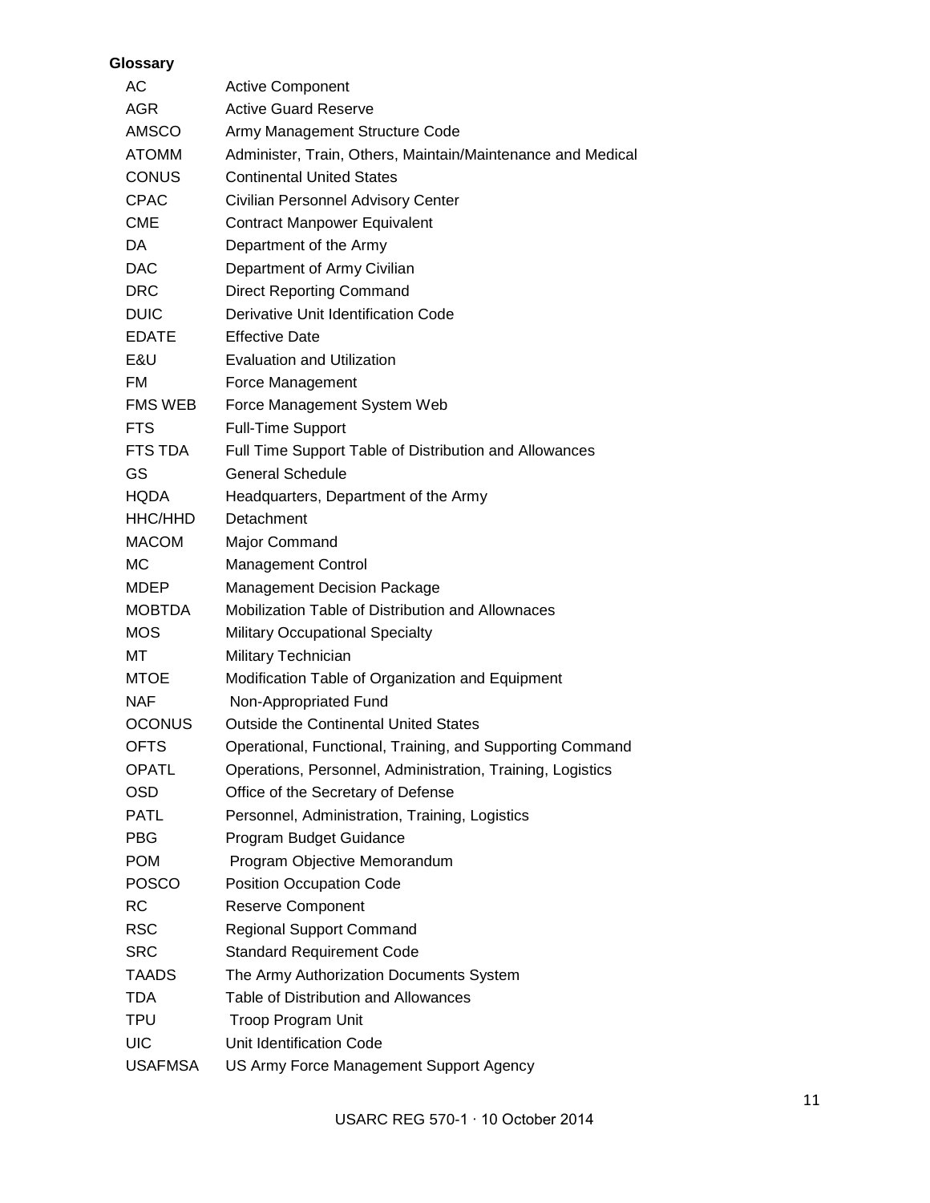**Glossary**

| | |
|---|---|
| AC | Active Component |
| AGR | Active Guard Reserve |
| AMSCO | Army Management Structure Code |
| ATOMM | Administer, Train, Others, Maintain/Maintenance and Medical |
| CONUS | Continental United States |
| CPAC | Civilian Personnel Advisory Center |
| CME | Contract Manpower Equivalent |
| DA | Department of the Army |
| DAC | Department of Army Civilian |
| DRC | Direct Reporting Command |
| DUIC | Derivative Unit Identification Code |
| EDATE | Effective Date |
| E&U | Evaluation and Utilization |
| FM | Force Management |
| FMS WEB | Force Management System Web |
| FTS | Full-Time Support |
| FTS TDA | Full Time Support Table of Distribution and Allowances |
| GS | General Schedule |
| HQDA | Headquarters, Department of the Army |
| HHC/HHD | Detachment |
| MACOM | Major Command |
| MC | Management Control |
| MDEP | Management Decision Package |
| MOBTDA | Mobilization Table of Distribution and Allownaces |
| MOS | Military Occupational Specialty |
| MT | Military Technician |
| MTOE | Modification Table of Organization and Equipment |
| NAF | Non-Appropriated Fund |
| OCONUS | Outside the Continental United States |
| OFTS | Operational, Functional, Training, and Supporting Command |
| OPATL | Operations, Personnel, Administration, Training, Logistics |
| OSD | Office of the Secretary of Defense |
| PATL | Personnel, Administration, Training, Logistics |
| PBG | Program Budget Guidance |
| POM | Program Objective Memorandum |
| POSCO | Position Occupation Code |
| RC | Reserve Component |
| RSC | Regional Support Command |
| SRC | Standard Requirement Code |
| TAADS | The Army Authorization Documents System |
| TDA | Table of Distribution and Allowances |
| TPU | Troop Program Unit |
| UIC | Unit Identification Code |
| USAFMSA | US Army Force Management Support Agency |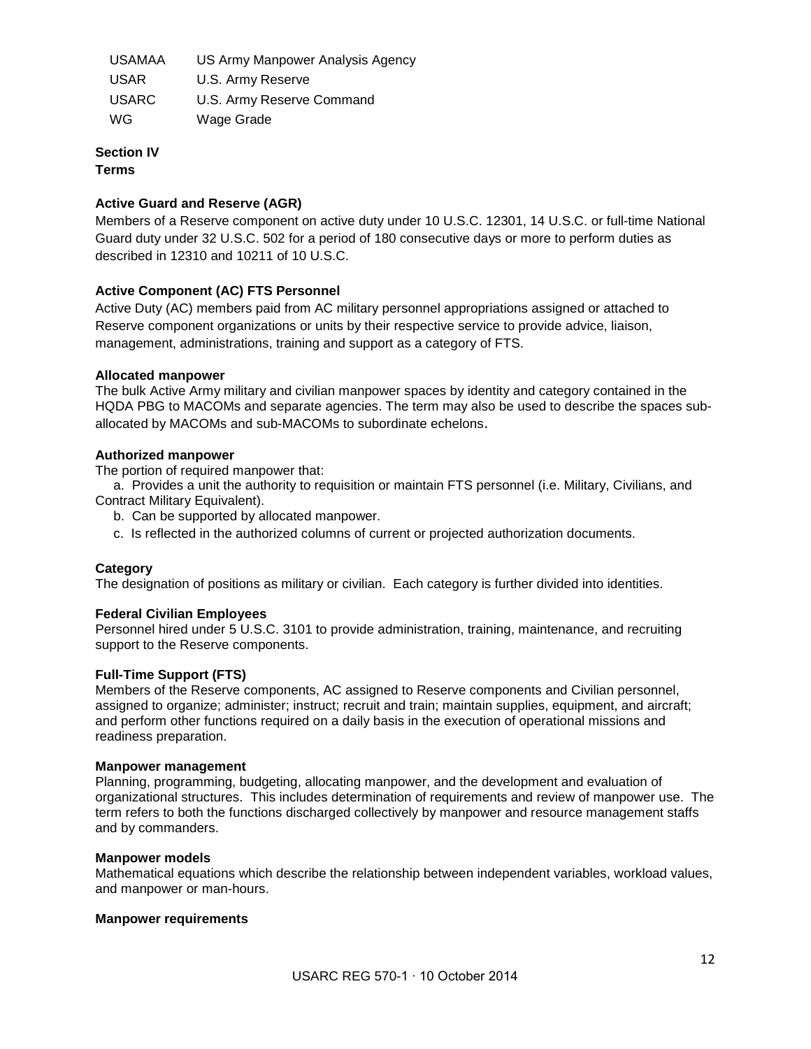| | |
|---|---|
| USAMAA | US Army Manpower Analysis Agency |
| USAR | U.S. Army Reserve |
| USARC | U.S. Army Reserve Command |
| WG | Wage Grade |

**Section IV**
**Terms**

**Active Guard and Reserve (AGR)**
Members of a Reserve component on active duty under 10 U.S.C. 12301, 14 U.S.C. or full-time National Guard duty under 32 U.S.C. 502 for a period of 180 consecutive days or more to perform duties as described in 12310 and 10211 of 10 U.S.C.

**Active Component (AC) FTS Personnel**
Active Duty (AC) members paid from AC military personnel appropriations assigned or attached to Reserve component organizations or units by their respective service to provide advice, liaison, management, administrations, training and support as a category of FTS.

**Allocated manpower**
The bulk Active Army military and civilian manpower spaces by identity and category contained in the HQDA PBG to MACOMs and separate agencies. The term may also be used to describe the spaces sub-allocated by MACOMs and sub-MACOMs to subordinate echelons.

**Authorized manpower**
The portion of required manpower that:

a. Provides a unit the authority to requisition or maintain FTS personnel (i.e. Military, Civilians, and Contract Military Equivalent).

b. Can be supported by allocated manpower.

c. Is reflected in the authorized columns of current or projected authorization documents.

**Category**
The designation of positions as military or civilian. Each category is further divided into identities.

**Federal Civilian Employees**
Personnel hired under 5 U.S.C. 3101 to provide administration, training, maintenance, and recruiting support to the Reserve components.

**Full-Time Support (FTS)**
Members of the Reserve components, AC assigned to Reserve components and Civilian personnel, assigned to organize; administer; instruct; recruit and train; maintain supplies, equipment, and aircraft; and perform other functions required on a daily basis in the execution of operational missions and readiness preparation.

**Manpower management**
Planning, programming, budgeting, allocating manpower, and the development and evaluation of organizational structures. This includes determination of requirements and review of manpower use. The term refers to both the functions discharged collectively by manpower and resource management staffs and by commanders.

**Manpower models**
Mathematical equations which describe the relationship between independent variables, workload values, and manpower or man-hours.

**Manpower requirements**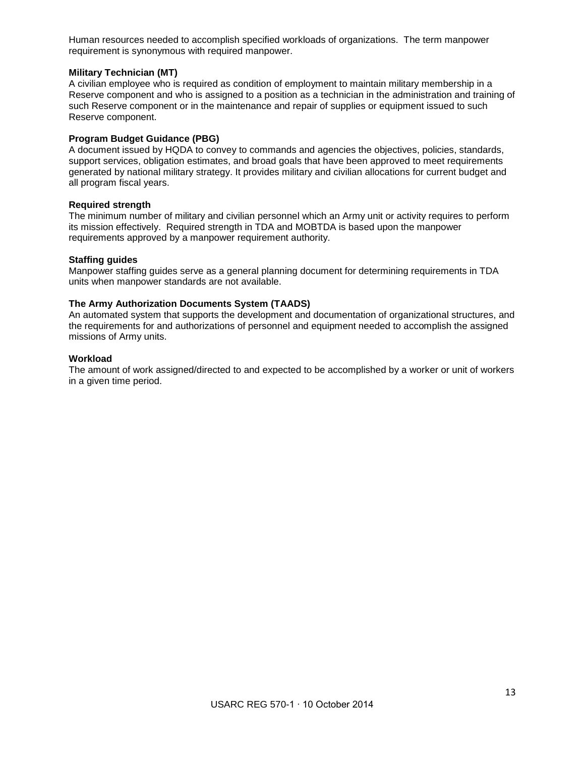Human resources needed to accomplish specified workloads of organizations. The term manpower requirement is synonymous with required manpower.

**Military Technician (MT)**
A civilian employee who is required as condition of employment to maintain military membership in a Reserve component and who is assigned to a position as a technician in the administration and training of such Reserve component or in the maintenance and repair of supplies or equipment issued to such Reserve component.

**Program Budget Guidance (PBG)**
A document issued by HQDA to convey to commands and agencies the objectives, policies, standards, support services, obligation estimates, and broad goals that have been approved to meet requirements generated by national military strategy. It provides military and civilian allocations for current budget and all program fiscal years.

**Required strength**
The minimum number of military and civilian personnel which an Army unit or activity requires to perform its mission effectively. Required strength in TDA and MOBTDA is based upon the manpower requirements approved by a manpower requirement authority.

**Staffing guides**
Manpower staffing guides serve as a general planning document for determining requirements in TDA units when manpower standards are not available.

**The Army Authorization Documents System (TAADS)**
An automated system that supports the development and documentation of organizational structures, and the requirements for and authorizations of personnel and equipment needed to accomplish the assigned missions of Army units.

**Workload**
The amount of work assigned/directed to and expected to be accomplished by a worker or unit of workers in a given time period.